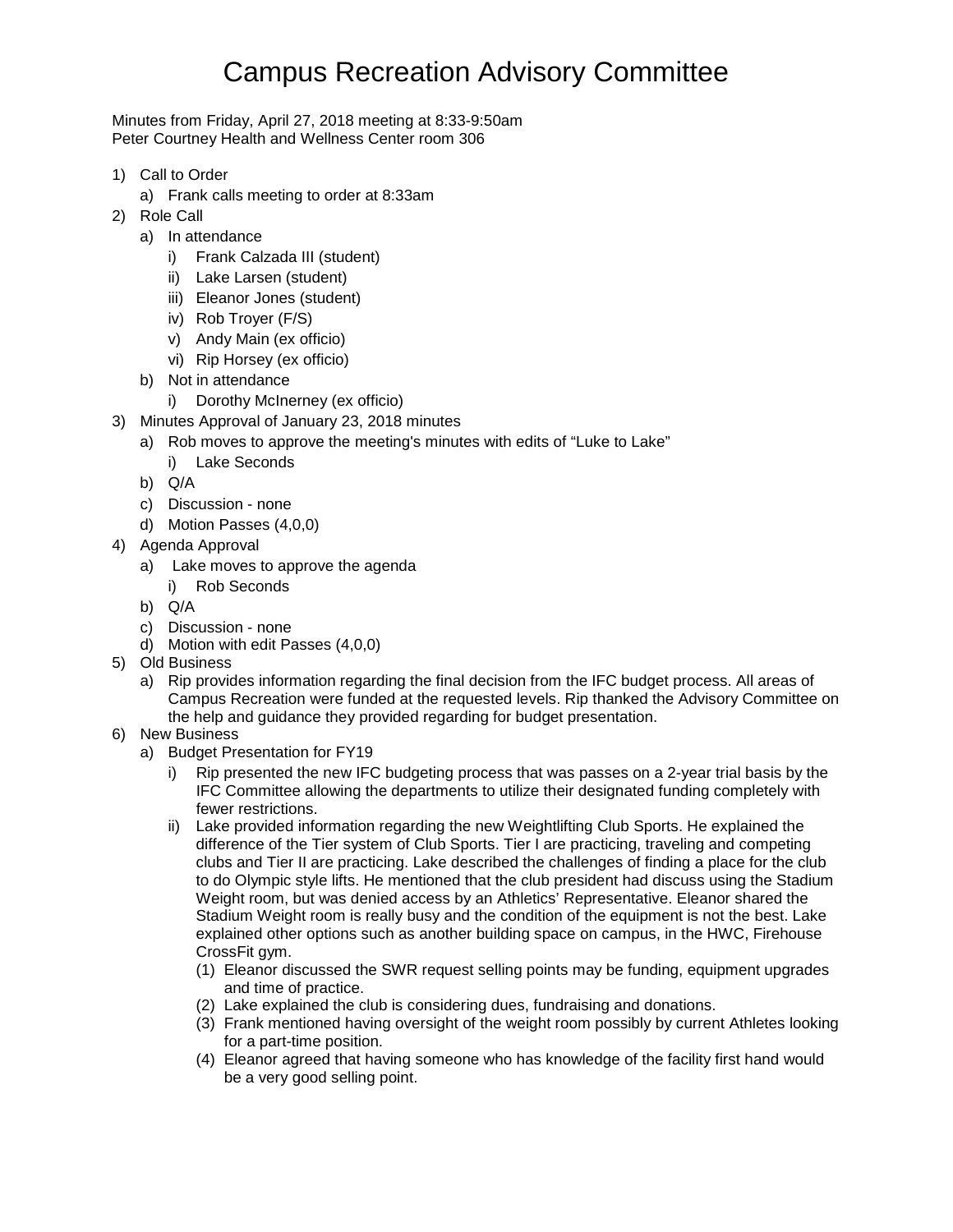# Campus Recreation Advisory Committee

Minutes from Friday, April 27, 2018 meeting at 8:33-9:50am
Peter Courtney Health and Wellness Center room 306

1) Call to Order
   a) Frank calls meeting to order at 8:33am
2) Role Call
   a) In attendance
      i) Frank Calzada III (student)
      ii) Lake Larsen (student)
      iii) Eleanor Jones (student)
      iv) Rob Troyer (F/S)
      v) Andy Main (ex officio)
      vi) Rip Horsey (ex officio)
   b) Not in attendance
      i) Dorothy McInerney (ex officio)
3) Minutes Approval of January 23, 2018 minutes
   a) Rob moves to approve the meeting's minutes with edits of "Luke to Lake"
      i) Lake Seconds
   b) Q/A
   c) Discussion - none
   d) Motion Passes (4,0,0)
4) Agenda Approval
   a) Lake moves to approve the agenda
      i) Rob Seconds
   b) Q/A
   c) Discussion - none
   d) Motion with edit Passes (4,0,0)
5) Old Business
   a) Rip provides information regarding the final decision from the IFC budget process. All areas of Campus Recreation were funded at the requested levels. Rip thanked the Advisory Committee on the help and guidance they provided regarding for budget presentation.
6) New Business
   a) Budget Presentation for FY19
      i) Rip presented the new IFC budgeting process that was passes on a 2-year trial basis by the IFC Committee allowing the departments to utilize their designated funding completely with fewer restrictions.
      ii) Lake provided information regarding the new Weightlifting Club Sports. He explained the difference of the Tier system of Club Sports. Tier I are practicing, traveling and competing clubs and Tier II are practicing. Lake described the challenges of finding a place for the club to do Olympic style lifts. He mentioned that the club president had discuss using the Stadium Weight room, but was denied access by an Athletics' Representative. Eleanor shared the Stadium Weight room is really busy and the condition of the equipment is not the best. Lake explained other options such as another building space on campus, in the HWC, Firehouse CrossFit gym.
         (1) Eleanor discussed the SWR request selling points may be funding, equipment upgrades and time of practice.
         (2) Lake explained the club is considering dues, fundraising and donations.
         (3) Frank mentioned having oversight of the weight room possibly by current Athletes looking for a part-time position.
         (4) Eleanor agreed that having someone who has knowledge of the facility first hand would be a very good selling point.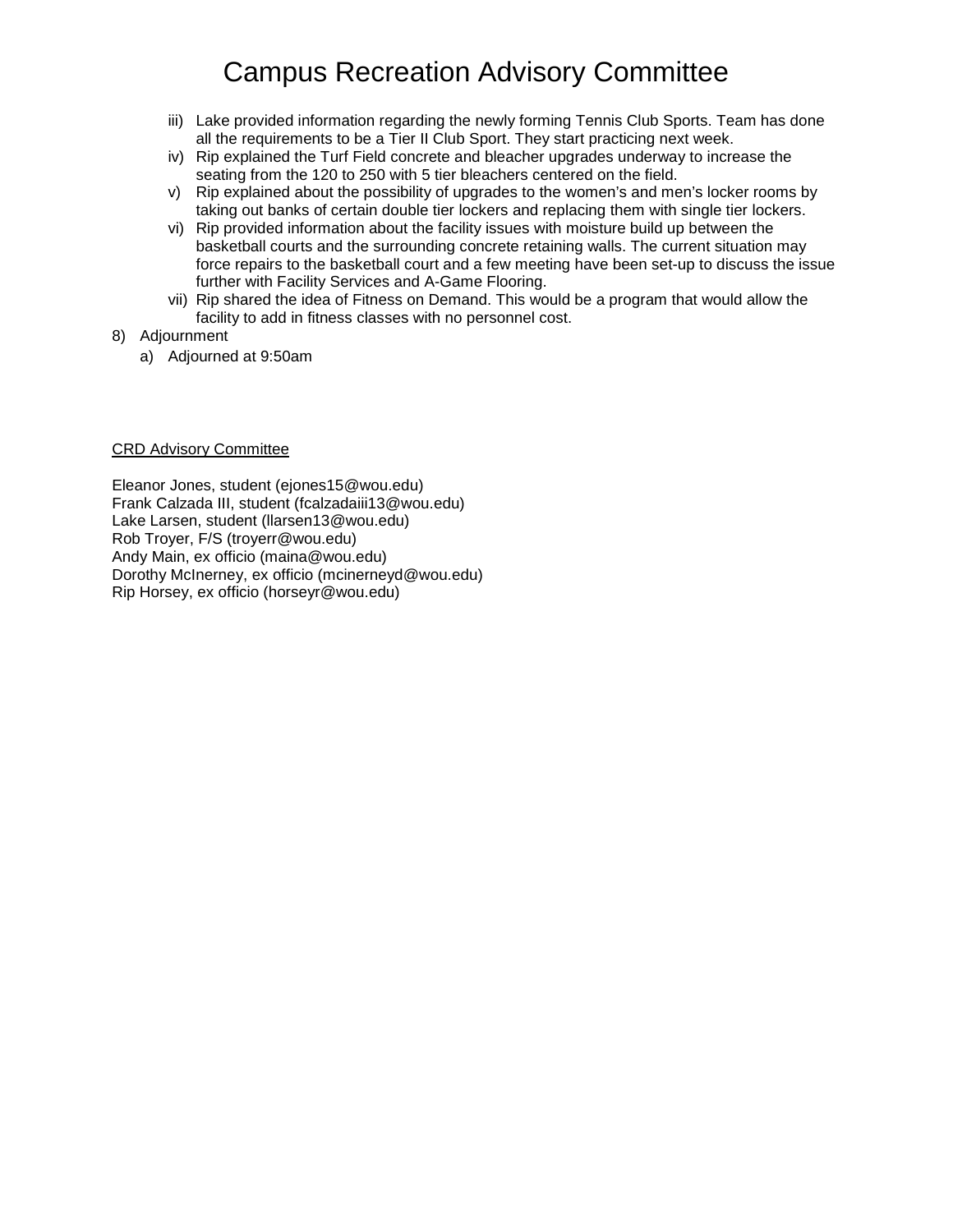iii) Lake provided information regarding the newly forming Tennis Club Sports. Team has done all the requirements to be a Tier II Club Sport. They start practicing next week.

iv) Rip explained the Turf Field concrete and bleacher upgrades underway to increase the seating from the 120 to 250 with 5 tier bleachers centered on the field.

v) Rip explained about the possibility of upgrades to the women's and men's locker rooms by taking out banks of certain double tier lockers and replacing them with single tier lockers.

vi) Rip provided information about the facility issues with moisture build up between the basketball courts and the surrounding concrete retaining walls. The current situation may force repairs to the basketball court and a few meeting have been set-up to discuss the issue further with Facility Services and A-Game Flooring.

vii) Rip shared the idea of Fitness on Demand. This would be a program that would allow the facility to add in fitness classes with no personnel cost.

8) Adjournment

   a) Adjourned at 9:50am

<u>CRD Advisory Committee</u>

Eleanor Jones, student (ejones15@wou.edu)
Frank Calzada III, student (fcalzadaiii13@wou.edu)
Lake Larsen, student (llarsen13@wou.edu)
Rob Troyer, F/S (troyerr@wou.edu)
Andy Main, ex officio (maina@wou.edu)
Dorothy McInerney, ex officio (mcinerneyd@wou.edu)
Rip Horsey, ex officio (horseyr@wou.edu)